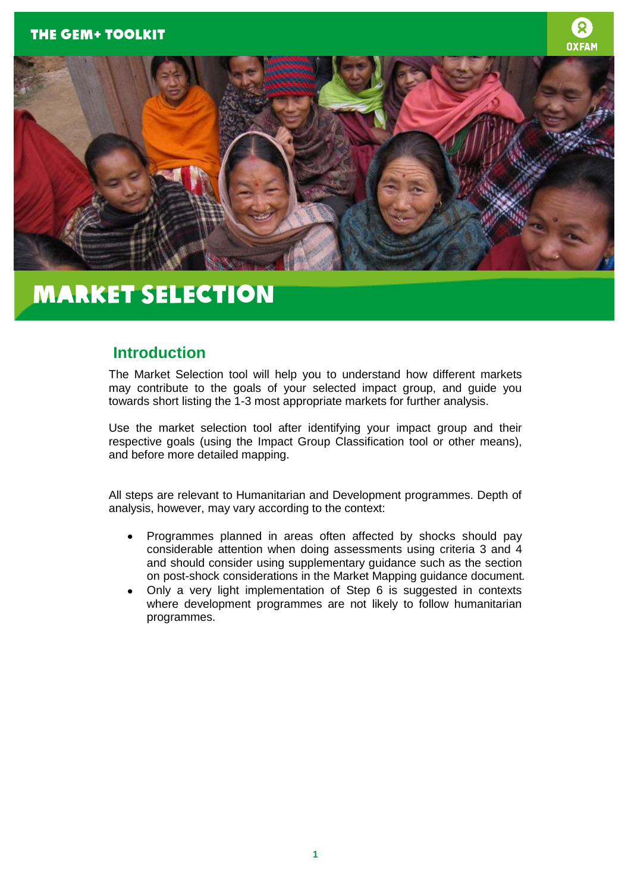THE GEM+ TOOLKIT

OXFAM

# MARKET SELECTION

## Introduction

The Market Selection tool will help you to understand how different markets may contribute to the goals of your selected impact group, and guide you towards short listing the 1-3 most appropriate markets for further analysis.

Use the market selection tool after identifying your impact group and their respective goals (using the Impact Group Classification tool or other means), and before more detailed mapping.

All steps are relevant to Humanitarian and Development programmes. Depth of analysis, however, may vary according to the context:

- Programmes planned in areas often affected by shocks should pay considerable attention when doing assessments using criteria 3 and 4 and should consider using supplementary guidance such as the section on post-shock considerations in the Market Mapping guidance document.
- Only a very light implementation of Step 6 is suggested in contexts where development programmes are not likely to follow humanitarian programmes.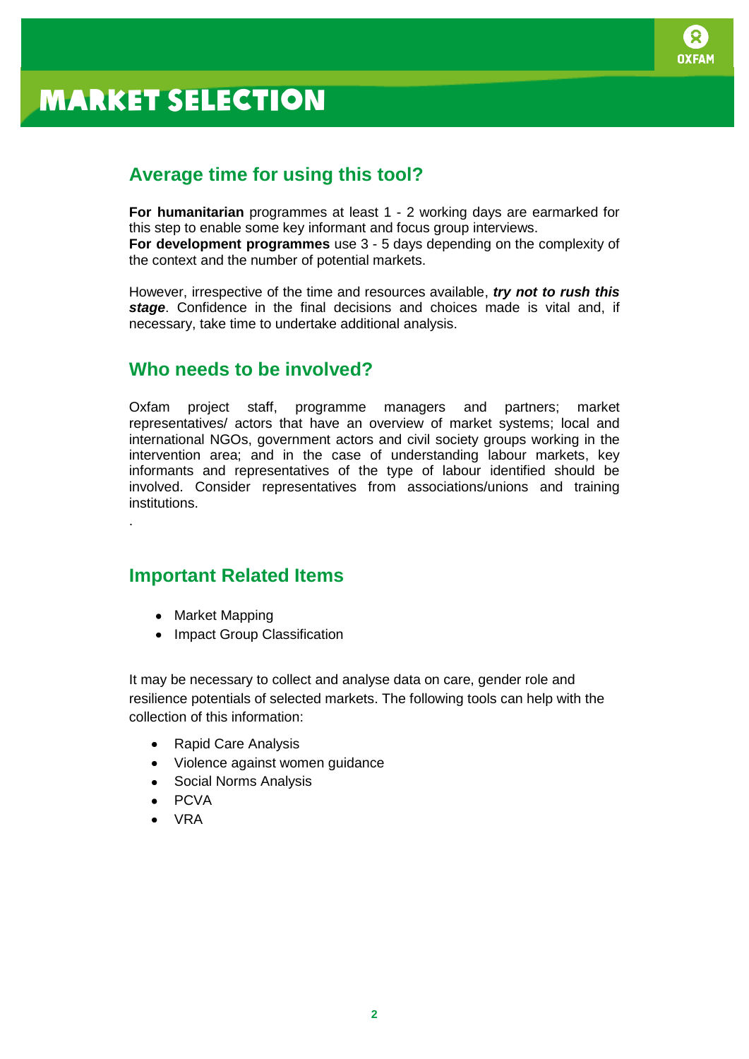# MARKET SELECTION

## Average time for using this tool?

**For humanitarian** programmes at least 1 - 2 working days are earmarked for this step to enable some key informant and focus group interviews.
**For development programmes** use 3 - 5 days depending on the complexity of the context and the number of potential markets.

However, irrespective of the time and resources available, ***try not to rush this stage***. Confidence in the final decisions and choices made is vital and, if necessary, take time to undertake additional analysis.

## Who needs to be involved?

Oxfam project staff, programme managers and partners; market representatives/ actors that have an overview of market systems; local and international NGOs, government actors and civil society groups working in the intervention area; and in the case of understanding labour markets, key informants and representatives of the type of labour identified should be involved. Consider representatives from associations/unions and training institutions.

.

## Important Related Items

- Market Mapping
- Impact Group Classification

It may be necessary to collect and analyse data on care, gender role and resilience potentials of selected markets. The following tools can help with the collection of this information:

- Rapid Care Analysis
- Violence against women guidance
- Social Norms Analysis
- PCVA
- VRA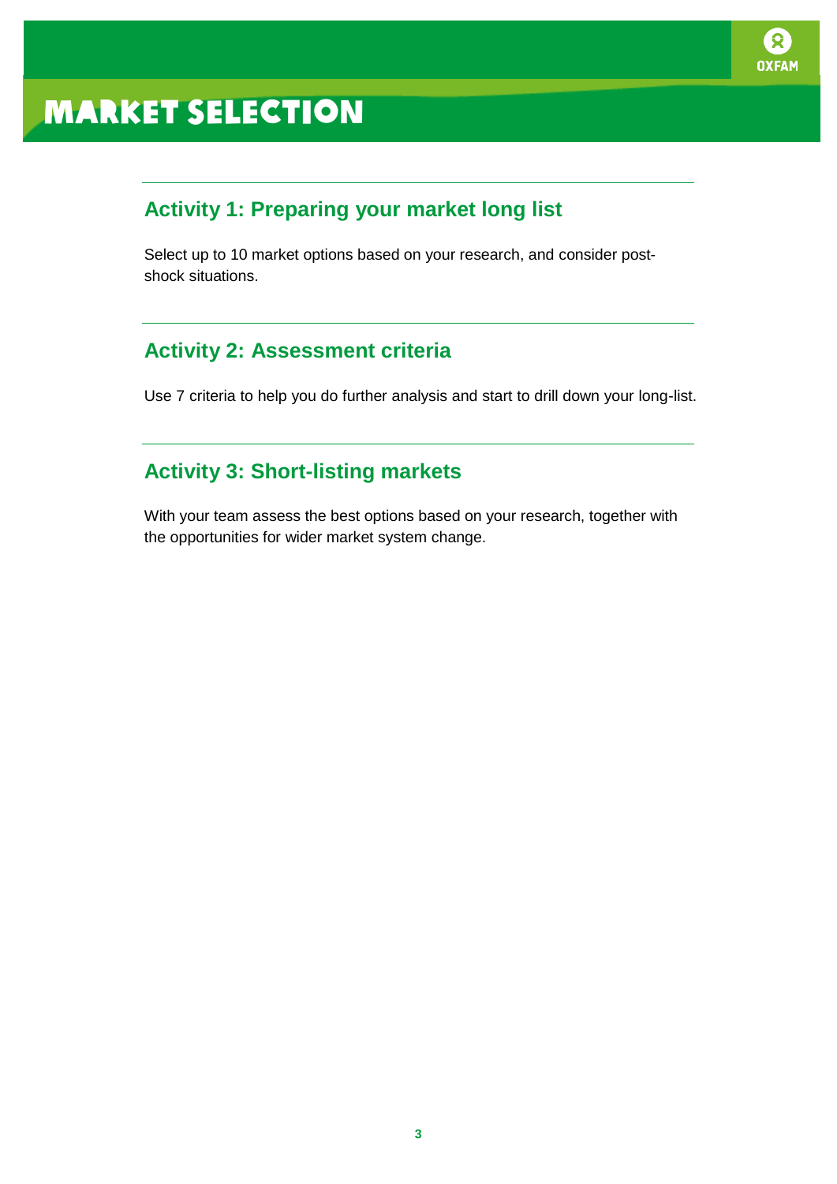# MARKET SELECTION

## Activity 1: Preparing your market long list

Select up to 10 market options based on your research, and consider post-shock situations.

## Activity 2: Assessment criteria

Use 7 criteria to help you do further analysis and start to drill down your long-list.

## Activity 3: Short-listing markets

With your team assess the best options based on your research, together with the opportunities for wider market system change.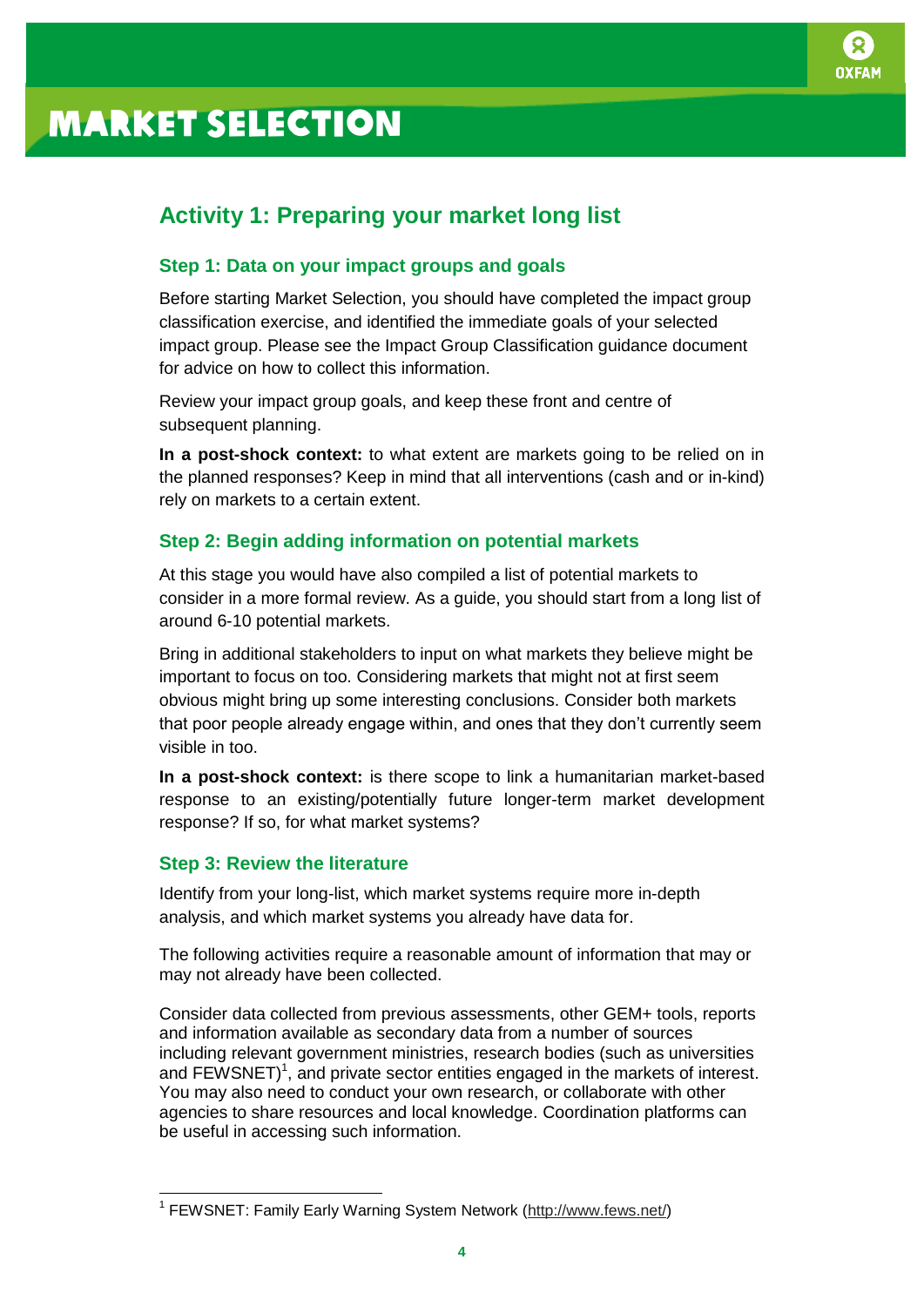# MARKET SELECTION

## Activity 1: Preparing your market long list

### Step 1: Data on your impact groups and goals

Before starting Market Selection, you should have completed the impact group classification exercise, and identified the immediate goals of your selected impact group. Please see the Impact Group Classification guidance document for advice on how to collect this information.

Review your impact group goals, and keep these front and centre of subsequent planning.

**In a post-shock context:** to what extent are markets going to be relied on in the planned responses? Keep in mind that all interventions (cash and or in-kind) rely on markets to a certain extent.

### Step 2: Begin adding information on potential markets

At this stage you would have also compiled a list of potential markets to consider in a more formal review. As a guide, you should start from a long list of around 6-10 potential markets.

Bring in additional stakeholders to input on what markets they believe might be important to focus on too. Considering markets that might not at first seem obvious might bring up some interesting conclusions. Consider both markets that poor people already engage within, and ones that they don't currently seem visible in too.

**In a post-shock context:** is there scope to link a humanitarian market-based response to an existing/potentially future longer-term market development response? If so, for what market systems?

### Step 3: Review the literature

Identify from your long-list, which market systems require more in-depth analysis, and which market systems you already have data for.

The following activities require a reasonable amount of information that may or may not already have been collected.

Consider data collected from previous assessments, other GEM+ tools, reports and information available as secondary data from a number of sources including relevant government ministries, research bodies (such as universities and FEWSNET)[1], and private sector entities engaged in the markets of interest. You may also need to conduct your own research, or collaborate with other agencies to share resources and local knowledge. Coordination platforms can be useful in accessing such information.

---

[1] FEWSNET: Family Early Warning System Network (http://www.fews.net/)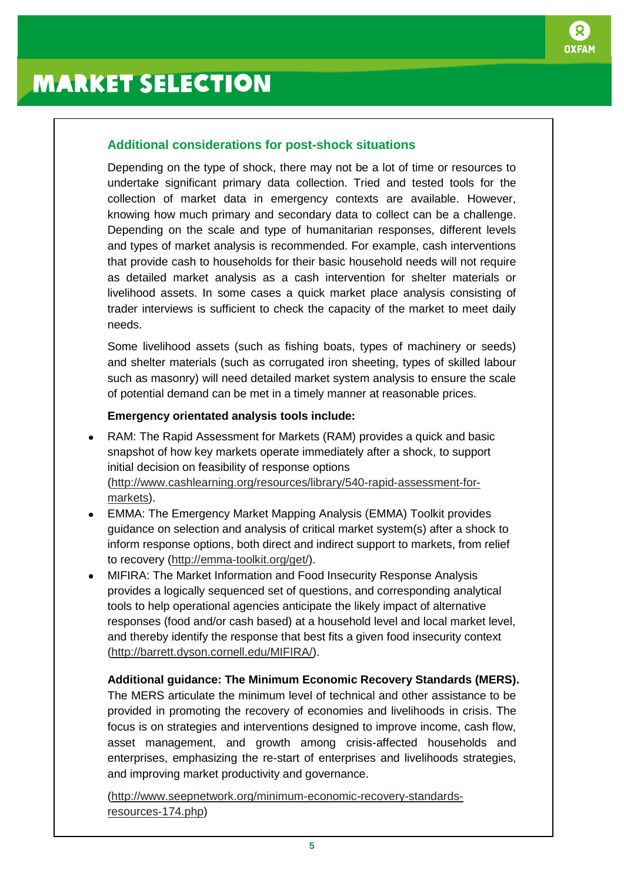# MARKET SELECTION

### Additional considerations for post-shock situations

Depending on the type of shock, there may not be a lot of time or resources to undertake significant primary data collection. Tried and tested tools for the collection of market data in emergency contexts are available. However, knowing how much primary and secondary data to collect can be a challenge. Depending on the scale and type of humanitarian responses, different levels and types of market analysis is recommended. For example, cash interventions that provide cash to households for their basic household needs will not require as detailed market analysis as a cash intervention for shelter materials or livelihood assets. In some cases a quick market place analysis consisting of trader interviews is sufficient to check the capacity of the market to meet daily needs.

Some livelihood assets (such as fishing boats, types of machinery or seeds) and shelter materials (such as corrugated iron sheeting, types of skilled labour such as masonry) will need detailed market system analysis to ensure the scale of potential demand can be met in a timely manner at reasonable prices.

**Emergency orientated analysis tools include:**

- RAM: The Rapid Assessment for Markets (RAM) provides a quick and basic snapshot of how key markets operate immediately after a shock, to support initial decision on feasibility of response options (http://www.cashlearning.org/resources/library/540-rapid-assessment-for-markets).
- EMMA: The Emergency Market Mapping Analysis (EMMA) Toolkit provides guidance on selection and analysis of critical market system(s) after a shock to inform response options, both direct and indirect support to markets, from relief to recovery (http://emma-toolkit.org/get/).
- MIFIRA: The Market Information and Food Insecurity Response Analysis provides a logically sequenced set of questions, and corresponding analytical tools to help operational agencies anticipate the likely impact of alternative responses (food and/or cash based) at a household level and local market level, and thereby identify the response that best fits a given food insecurity context (http://barrett.dyson.cornell.edu/MIFIRA/).

**Additional guidance: The Minimum Economic Recovery Standards (MERS).** The MERS articulate the minimum level of technical and other assistance to be provided in promoting the recovery of economies and livelihoods in crisis. The focus is on strategies and interventions designed to improve income, cash flow, asset management, and growth among crisis-affected households and enterprises, emphasizing the re-start of enterprises and livelihoods strategies, and improving market productivity and governance.

(http://www.seepnetwork.org/minimum-economic-recovery-standards-resources-174.php)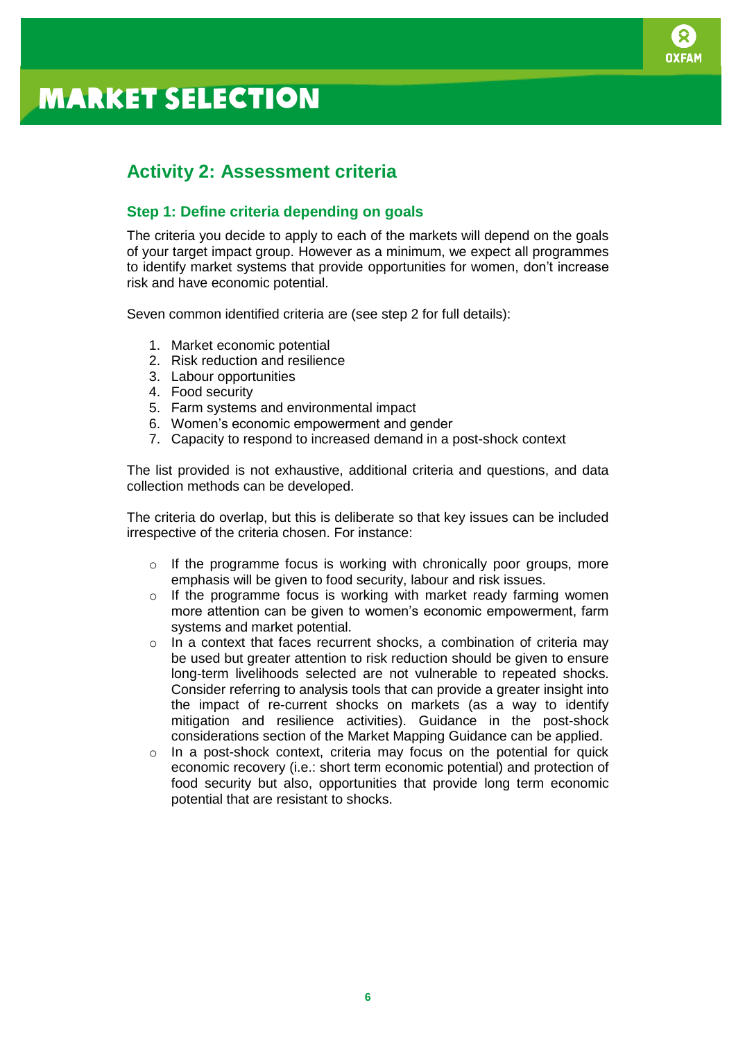# MARKET SELECTION

## Activity 2: Assessment criteria

### Step 1: Define criteria depending on goals

The criteria you decide to apply to each of the markets will depend on the goals of your target impact group. However as a minimum, we expect all programmes to identify market systems that provide opportunities for women, don't increase risk and have economic potential.

Seven common identified criteria are (see step 2 for full details):

1. Market economic potential
2. Risk reduction and resilience
3. Labour opportunities
4. Food security
5. Farm systems and environmental impact
6. Women's economic empowerment and gender
7. Capacity to respond to increased demand in a post-shock context

The list provided is not exhaustive, additional criteria and questions, and data collection methods can be developed.

The criteria do overlap, but this is deliberate so that key issues can be included irrespective of the criteria chosen. For instance:

- If the programme focus is working with chronically poor groups, more emphasis will be given to food security, labour and risk issues.
- If the programme focus is working with market ready farming women more attention can be given to women's economic empowerment, farm systems and market potential.
- In a context that faces recurrent shocks, a combination of criteria may be used but greater attention to risk reduction should be given to ensure long-term livelihoods selected are not vulnerable to repeated shocks. Consider referring to analysis tools that can provide a greater insight into the impact of re-current shocks on markets (as a way to identify mitigation and resilience activities). Guidance in the post-shock considerations section of the Market Mapping Guidance can be applied.
- In a post-shock context, criteria may focus on the potential for quick economic recovery (i.e.: short term economic potential) and protection of food security but also, opportunities that provide long term economic potential that are resistant to shocks.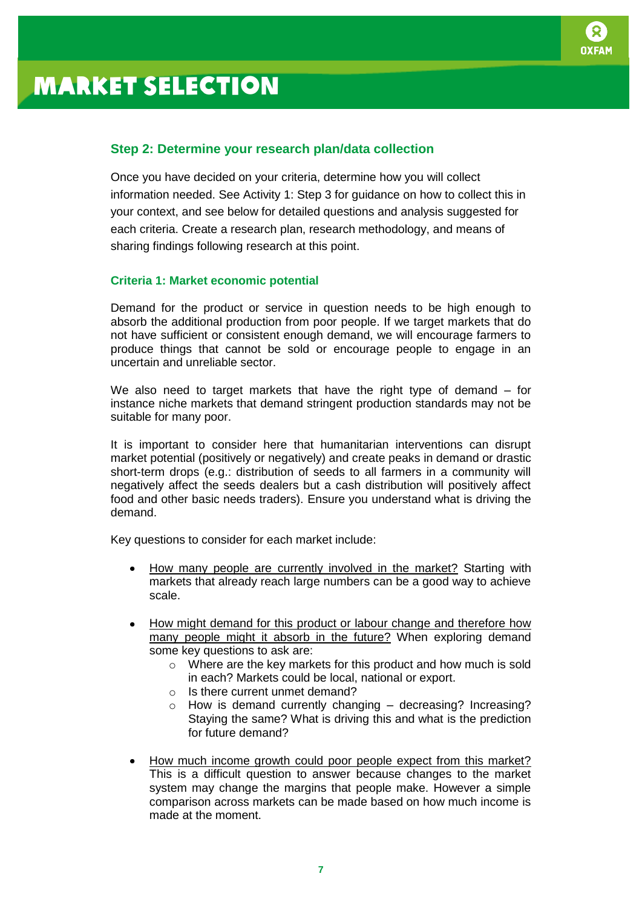# MARKET SELECTION

## Step 2: Determine your research plan/data collection

Once you have decided on your criteria, determine how you will collect information needed. See Activity 1: Step 3 for guidance on how to collect this in your context, and see below for detailed questions and analysis suggested for each criteria. Create a research plan, research methodology, and means of sharing findings following research at this point.

### Criteria 1: Market economic potential

Demand for the product or service in question needs to be high enough to absorb the additional production from poor people. If we target markets that do not have sufficient or consistent enough demand, we will encourage farmers to produce things that cannot be sold or encourage people to engage in an uncertain and unreliable sector.

We also need to target markets that have the right type of demand – for instance niche markets that demand stringent production standards may not be suitable for many poor.

It is important to consider here that humanitarian interventions can disrupt market potential (positively or negatively) and create peaks in demand or drastic short-term drops (e.g.: distribution of seeds to all farmers in a community will negatively affect the seeds dealers but a cash distribution will positively affect food and other basic needs traders). Ensure you understand what is driving the demand.

Key questions to consider for each market include:

- How many people are currently involved in the market? Starting with markets that already reach large numbers can be a good way to achieve scale.
- How might demand for this product or labour change and therefore how many people might it absorb in the future? When exploring demand some key questions to ask are:
    - Where are the key markets for this product and how much is sold in each? Markets could be local, national or export.
    - Is there current unmet demand?
    - How is demand currently changing – decreasing? Increasing? Staying the same? What is driving this and what is the prediction for future demand?
- How much income growth could poor people expect from this market? This is a difficult question to answer because changes to the market system may change the margins that people make. However a simple comparison across markets can be made based on how much income is made at the moment.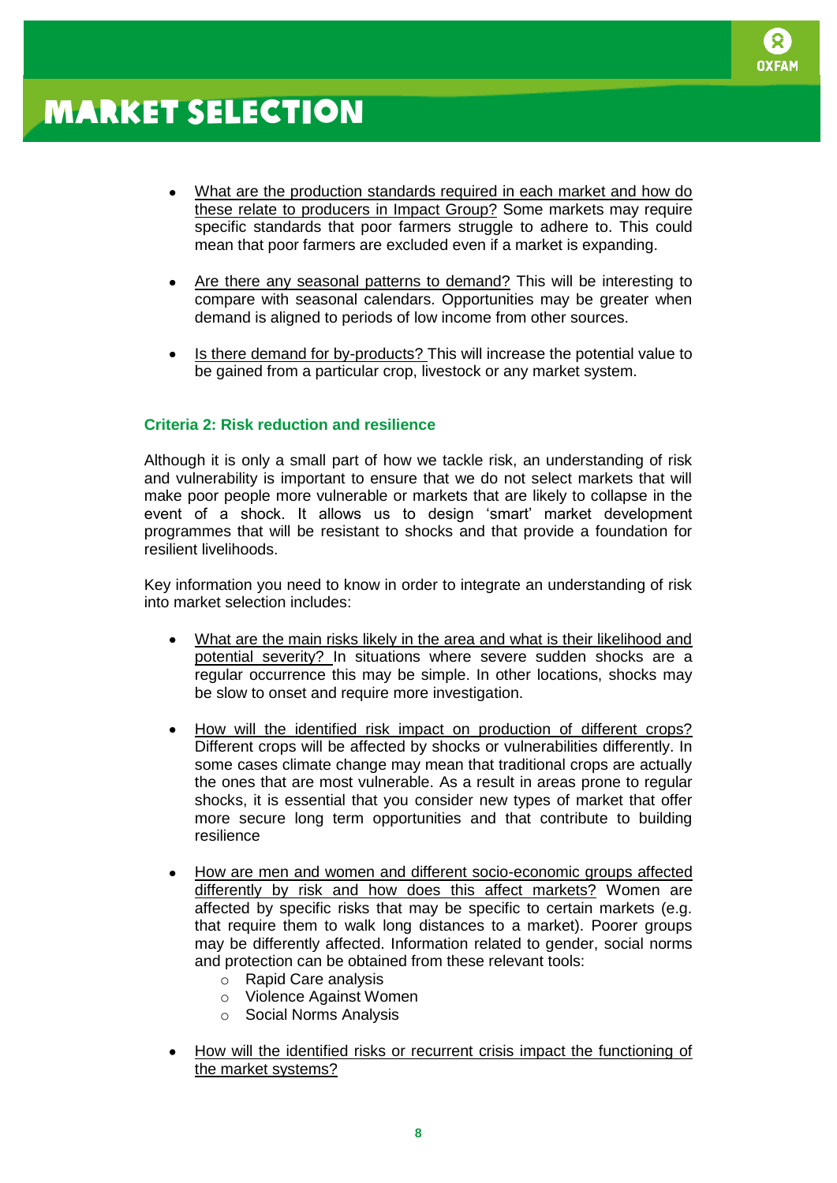- What are the production standards required in each market and how do these relate to producers in Impact Group? Some markets may require specific standards that poor farmers struggle to adhere to. This could mean that poor farmers are excluded even if a market is expanding.

- Are there any seasonal patterns to demand? This will be interesting to compare with seasonal calendars. Opportunities may be greater when demand is aligned to periods of low income from other sources.

- Is there demand for by-products? This will increase the potential value to be gained from a particular crop, livestock or any market system.

### Criteria 2: Risk reduction and resilience

Although it is only a small part of how we tackle risk, an understanding of risk and vulnerability is important to ensure that we do not select markets that will make poor people more vulnerable or markets that are likely to collapse in the event of a shock. It allows us to design 'smart' market development programmes that will be resistant to shocks and that provide a foundation for resilient livelihoods.

Key information you need to know in order to integrate an understanding of risk into market selection includes:

- What are the main risks likely in the area and what is their likelihood and potential severity? In situations where severe sudden shocks are a regular occurrence this may be simple. In other locations, shocks may be slow to onset and require more investigation.

- How will the identified risk impact on production of different crops? Different crops will be affected by shocks or vulnerabilities differently. In some cases climate change may mean that traditional crops are actually the ones that are most vulnerable. As a result in areas prone to regular shocks, it is essential that you consider new types of market that offer more secure long term opportunities and that contribute to building resilience

- How are men and women and different socio-economic groups affected differently by risk and how does this affect markets? Women are affected by specific risks that may be specific to certain markets (e.g. that require them to walk long distances to a market). Poorer groups may be differently affected. Information related to gender, social norms and protection can be obtained from these relevant tools:
  - Rapid Care analysis
  - Violence Against Women
  - Social Norms Analysis

- How will the identified risks or recurrent crisis impact the functioning of the market systems?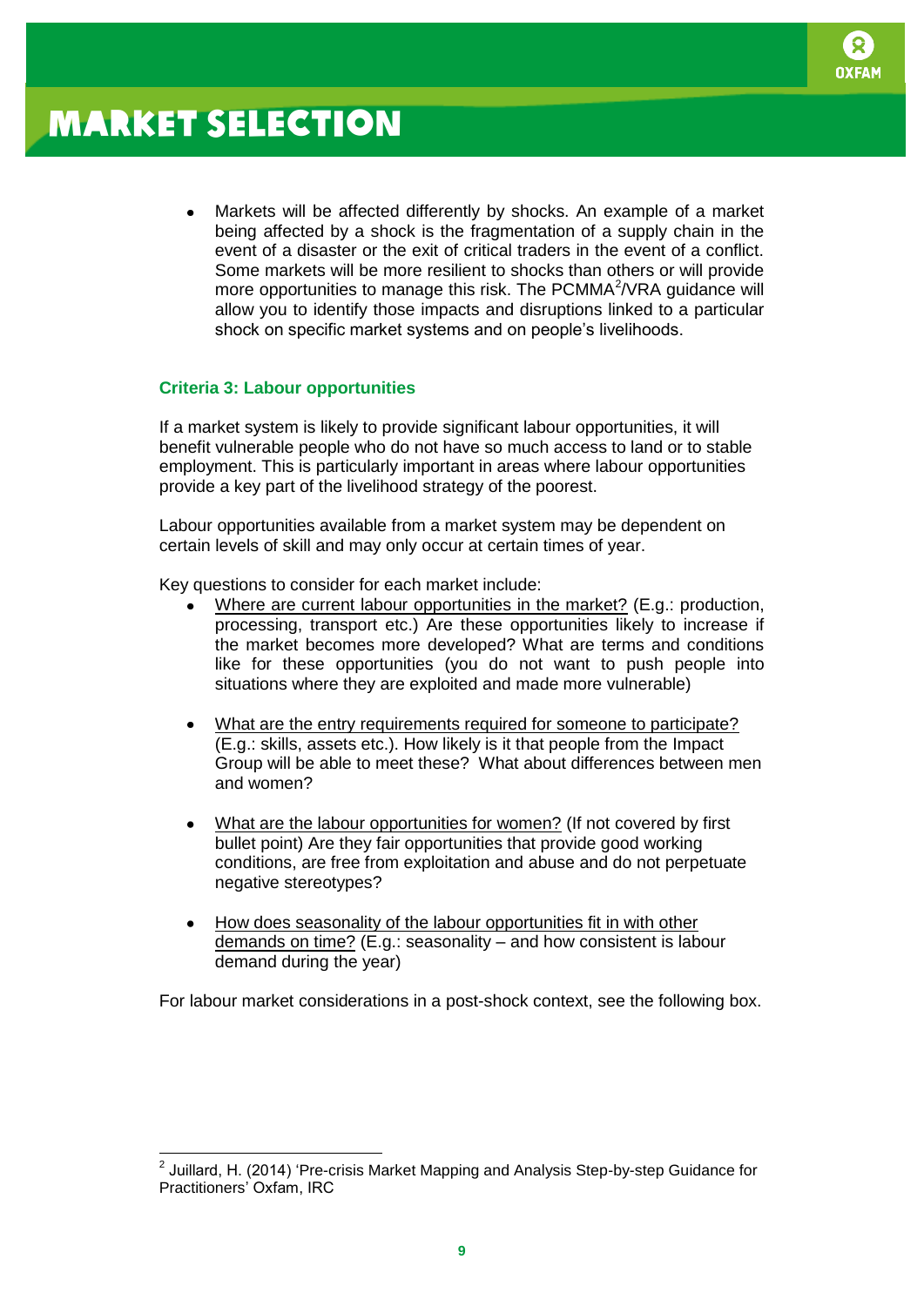# MARKET SELECTION

- Markets will be affected differently by shocks. An example of a market being affected by a shock is the fragmentation of a supply chain in the event of a disaster or the exit of critical traders in the event of a conflict. Some markets will be more resilient to shocks than others or will provide more opportunities to manage this risk. The PCMMA[2]/VRA guidance will allow you to identify those impacts and disruptions linked to a particular shock on specific market systems and on people's livelihoods.

### Criteria 3: Labour opportunities

If a market system is likely to provide significant labour opportunities, it will benefit vulnerable people who do not have so much access to land or to stable employment. This is particularly important in areas where labour opportunities provide a key part of the livelihood strategy of the poorest.

Labour opportunities available from a market system may be dependent on certain levels of skill and may only occur at certain times of year.

Key questions to consider for each market include:

- Where are current labour opportunities in the market? (E.g.: production, processing, transport etc.) Are these opportunities likely to increase if the market becomes more developed? What are terms and conditions like for these opportunities (you do not want to push people into situations where they are exploited and made more vulnerable)

- What are the entry requirements required for someone to participate? (E.g.: skills, assets etc.). How likely is it that people from the Impact Group will be able to meet these? What about differences between men and women?

- What are the labour opportunities for women? (If not covered by first bullet point) Are they fair opportunities that provide good working conditions, are free from exploitation and abuse and do not perpetuate negative stereotypes?

- How does seasonality of the labour opportunities fit in with other demands on time? (E.g.: seasonality – and how consistent is labour demand during the year)

For labour market considerations in a post-shock context, see the following box.

---

[2] Juillard, H. (2014) 'Pre-crisis Market Mapping and Analysis Step-by-step Guidance for Practitioners' Oxfam, IRC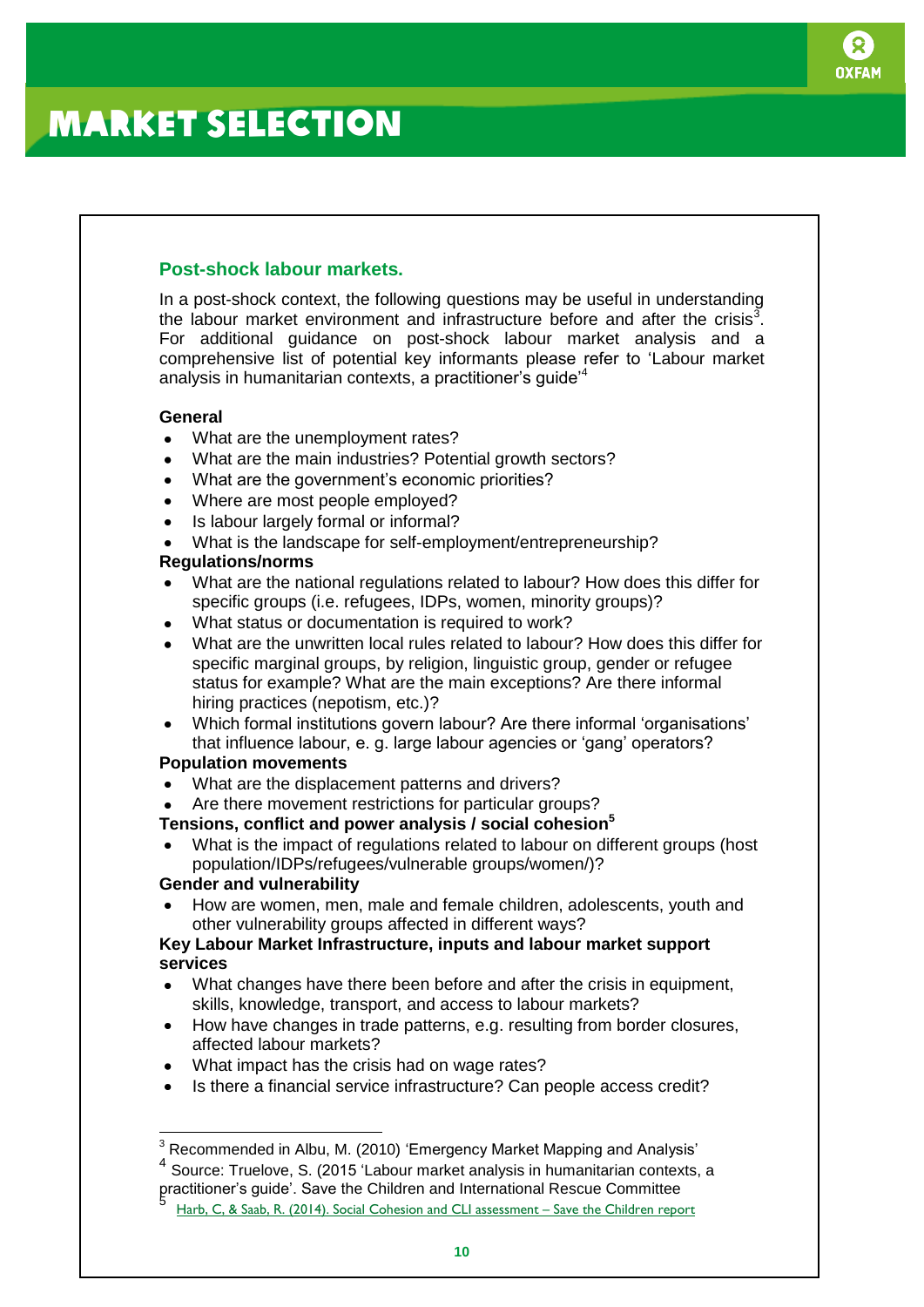# MARKET SELECTION

## Post-shock labour markets.

In a post-shock context, the following questions may be useful in understanding the labour market environment and infrastructure before and after the crisis[3]. For additional guidance on post-shock labour market analysis and a comprehensive list of potential key informants please refer to 'Labour market analysis in humanitarian contexts, a practitioner's guide'[4]

**General**

- What are the unemployment rates?
- What are the main industries? Potential growth sectors?
- What are the government's economic priorities?
- Where are most people employed?
- Is labour largely formal or informal?
- What is the landscape for self-employment/entrepreneurship?

**Regulations/norms**

- What are the national regulations related to labour? How does this differ for specific groups (i.e. refugees, IDPs, women, minority groups)?
- What status or documentation is required to work?
- What are the unwritten local rules related to labour? How does this differ for specific marginal groups, by religion, linguistic group, gender or refugee status for example? What are the main exceptions? Are there informal hiring practices (nepotism, etc.)?
- Which formal institutions govern labour? Are there informal 'organisations' that influence labour, e. g. large labour agencies or 'gang' operators?

**Population movements**

- What are the displacement patterns and drivers?
- Are there movement restrictions for particular groups?

**Tensions, conflict and power analysis / social cohesion[5]**

- What is the impact of regulations related to labour on different groups (host population/IDPs/refugees/vulnerable groups/women/)?

**Gender and vulnerability**

- How are women, men, male and female children, adolescents, youth and other vulnerability groups affected in different ways?

**Key Labour Market Infrastructure, inputs and labour market support services**

- What changes have there been before and after the crisis in equipment, skills, knowledge, transport, and access to labour markets?
- How have changes in trade patterns, e.g. resulting from border closures, affected labour markets?
- What impact has the crisis had on wage rates?
- Is there a financial service infrastructure? Can people access credit?

---

[3] Recommended in Albu, M. (2010) 'Emergency Market Mapping and Analysis'

[4] Source: Truelove, S. (2015 'Labour market analysis in humanitarian contexts, a practitioner's guide'. Save the Children and International Rescue Committee

[5] Harb, C, & Saab, R. (2014). Social Cohesion and CLI assessment – Save the Children report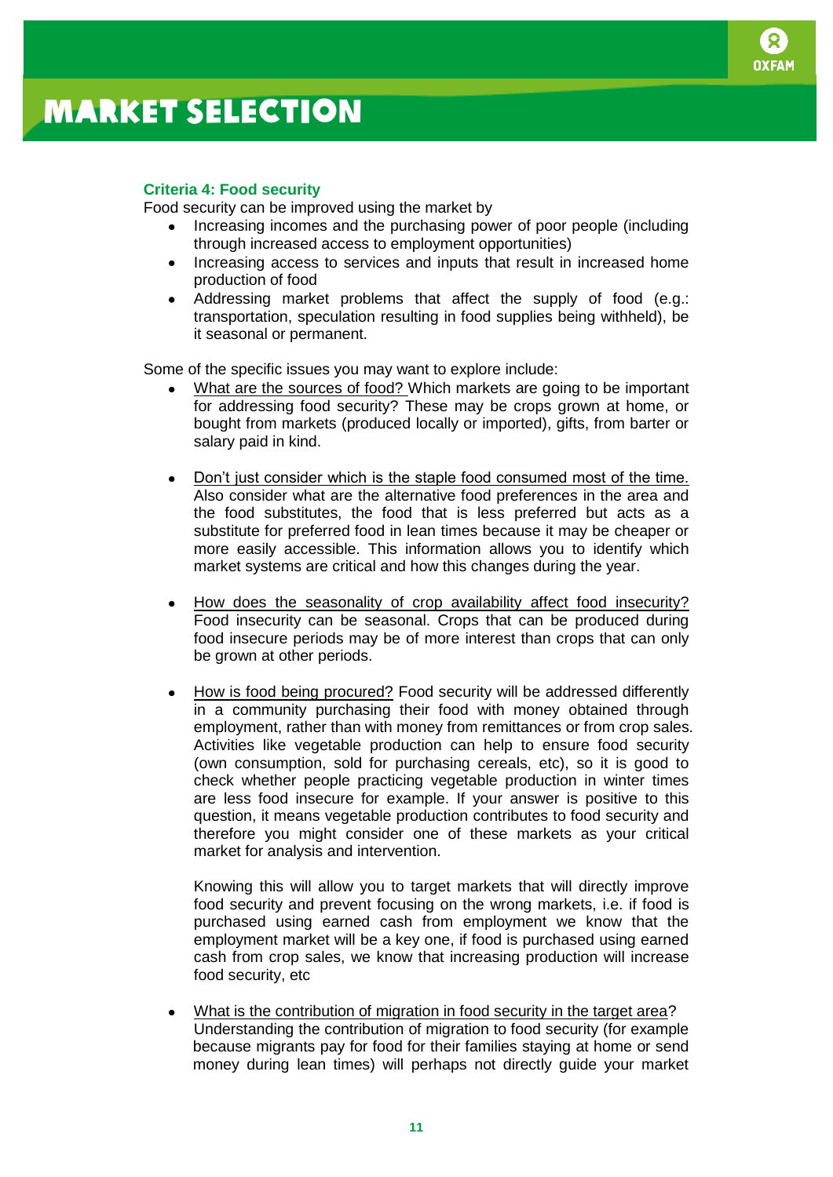# MARKET SELECTION

### Criteria 4: Food security

Food security can be improved using the market by

- Increasing incomes and the purchasing power of poor people (including through increased access to employment opportunities)
- Increasing access to services and inputs that result in increased home production of food
- Addressing market problems that affect the supply of food (e.g.: transportation, speculation resulting in food supplies being withheld), be it seasonal or permanent.

Some of the specific issues you may want to explore include:

- What are the sources of food? Which markets are going to be important for addressing food security? These may be crops grown at home, or bought from markets (produced locally or imported), gifts, from barter or salary paid in kind.

- Don't just consider which is the staple food consumed most of the time. Also consider what are the alternative food preferences in the area and the food substitutes, the food that is less preferred but acts as a substitute for preferred food in lean times because it may be cheaper or more easily accessible. This information allows you to identify which market systems are critical and how this changes during the year.

- How does the seasonality of crop availability affect food insecurity? Food insecurity can be seasonal. Crops that can be produced during food insecure periods may be of more interest than crops that can only be grown at other periods.

- How is food being procured? Food security will be addressed differently in a community purchasing their food with money obtained through employment, rather than with money from remittances or from crop sales. Activities like vegetable production can help to ensure food security (own consumption, sold for purchasing cereals, etc), so it is good to check whether people practicing vegetable production in winter times are less food insecure for example. If your answer is positive to this question, it means vegetable production contributes to food security and therefore you might consider one of these markets as your critical market for analysis and intervention.

  Knowing this will allow you to target markets that will directly improve food security and prevent focusing on the wrong markets, i.e. if food is purchased using earned cash from employment we know that the employment market will be a key one, if food is purchased using earned cash from crop sales, we know that increasing production will increase food security, etc

- What is the contribution of migration in food security in the target area? Understanding the contribution of migration to food security (for example because migrants pay for food for their families staying at home or send money during lean times) will perhaps not directly guide your market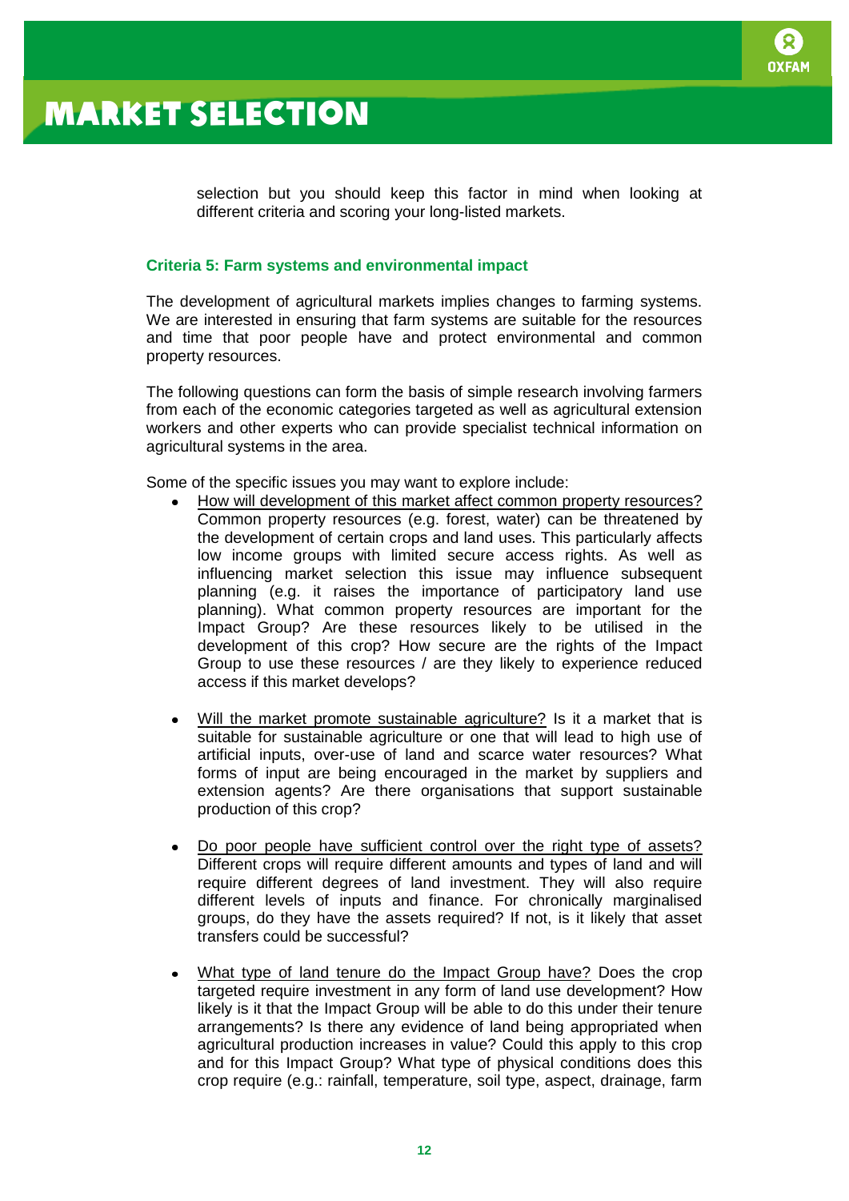selection but you should keep this factor in mind when looking at different criteria and scoring your long-listed markets.

### Criteria 5: Farm systems and environmental impact

The development of agricultural markets implies changes to farming systems. We are interested in ensuring that farm systems are suitable for the resources and time that poor people have and protect environmental and common property resources.

The following questions can form the basis of simple research involving farmers from each of the economic categories targeted as well as agricultural extension workers and other experts who can provide specialist technical information on agricultural systems in the area.

Some of the specific issues you may want to explore include:

- <u>How will development of this market affect common property resources?</u> Common property resources (e.g. forest, water) can be threatened by the development of certain crops and land uses. This particularly affects low income groups with limited secure access rights. As well as influencing market selection this issue may influence subsequent planning (e.g. it raises the importance of participatory land use planning). What common property resources are important for the Impact Group? Are these resources likely to be utilised in the development of this crop? How secure are the rights of the Impact Group to use these resources / are they likely to experience reduced access if this market develops?

- <u>Will the market promote sustainable agriculture?</u> Is it a market that is suitable for sustainable agriculture or one that will lead to high use of artificial inputs, over-use of land and scarce water resources? What forms of input are being encouraged in the market by suppliers and extension agents? Are there organisations that support sustainable production of this crop?

- <u>Do poor people have sufficient control over the right type of assets?</u> Different crops will require different amounts and types of land and will require different degrees of land investment. They will also require different levels of inputs and finance. For chronically marginalised groups, do they have the assets required? If not, is it likely that asset transfers could be successful?

- <u>What type of land tenure do the Impact Group have?</u> Does the crop targeted require investment in any form of land use development? How likely is it that the Impact Group will be able to do this under their tenure arrangements? Is there any evidence of land being appropriated when agricultural production increases in value? Could this apply to this crop and for this Impact Group? What type of physical conditions does this crop require (e.g.: rainfall, temperature, soil type, aspect, drainage, farm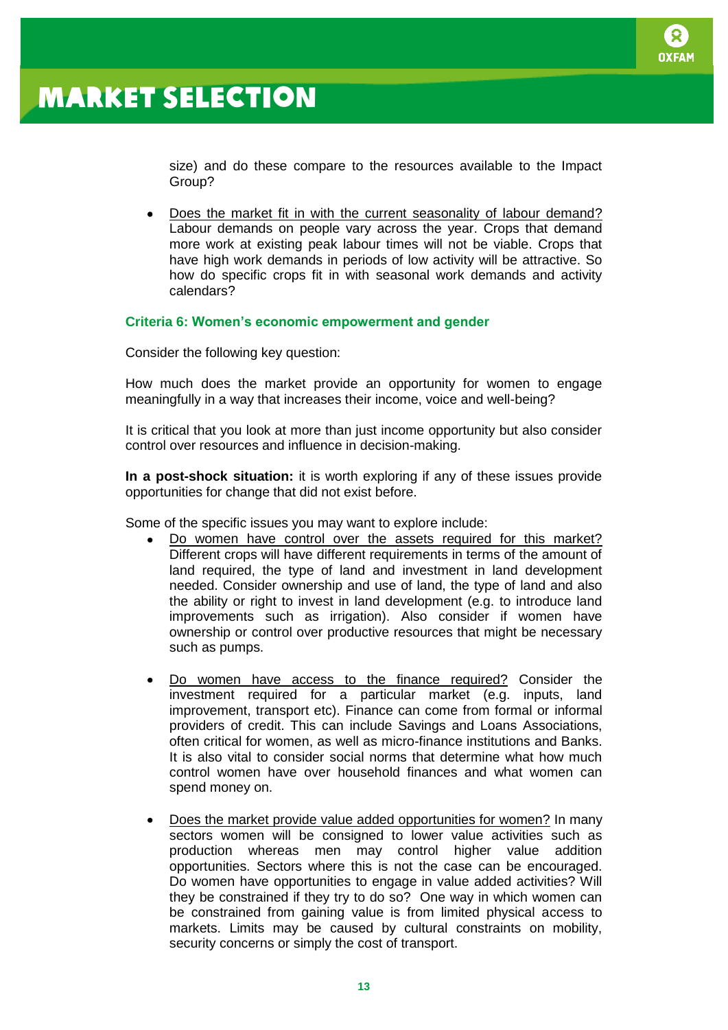size) and do these compare to the resources available to the Impact Group?

- Does the market fit in with the current seasonality of labour demand? Labour demands on people vary across the year. Crops that demand more work at existing peak labour times will not be viable. Crops that have high work demands in periods of low activity will be attractive. So how do specific crops fit in with seasonal work demands and activity calendars?

### Criteria 6: Women's economic empowerment and gender

Consider the following key question:

How much does the market provide an opportunity for women to engage meaningfully in a way that increases their income, voice and well-being?

It is critical that you look at more than just income opportunity but also consider control over resources and influence in decision-making.

**In a post-shock situation:** it is worth exploring if any of these issues provide opportunities for change that did not exist before.

Some of the specific issues you may want to explore include:

- Do women have control over the assets required for this market? Different crops will have different requirements in terms of the amount of land required, the type of land and investment in land development needed. Consider ownership and use of land, the type of land and also the ability or right to invest in land development (e.g. to introduce land improvements such as irrigation). Also consider if women have ownership or control over productive resources that might be necessary such as pumps.

- Do women have access to the finance required? Consider the investment required for a particular market (e.g. inputs, land improvement, transport etc). Finance can come from formal or informal providers of credit. This can include Savings and Loans Associations, often critical for women, as well as micro-finance institutions and Banks. It is also vital to consider social norms that determine what how much control women have over household finances and what women can spend money on.

- Does the market provide value added opportunities for women? In many sectors women will be consigned to lower value activities such as production whereas men may control higher value addition opportunities. Sectors where this is not the case can be encouraged. Do women have opportunities to engage in value added activities? Will they be constrained if they try to do so? One way in which women can be constrained from gaining value is from limited physical access to markets. Limits may be caused by cultural constraints on mobility, security concerns or simply the cost of transport.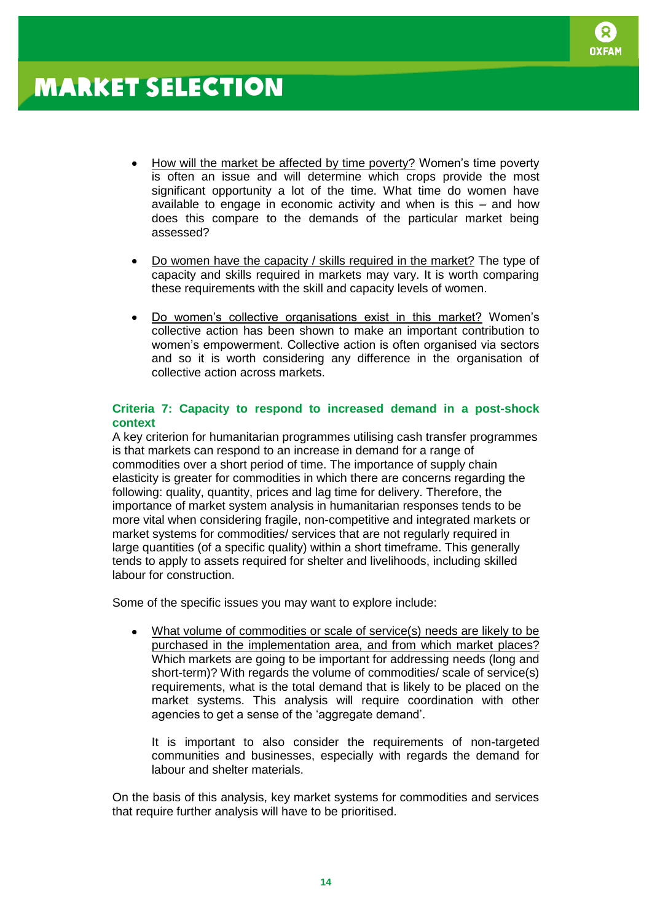- How will the market be affected by time poverty? Women's time poverty is often an issue and will determine which crops provide the most significant opportunity a lot of the time. What time do women have available to engage in economic activity and when is this – and how does this compare to the demands of the particular market being assessed?

- Do women have the capacity / skills required in the market? The type of capacity and skills required in markets may vary. It is worth comparing these requirements with the skill and capacity levels of women.

- Do women's collective organisations exist in this market? Women's collective action has been shown to make an important contribution to women's empowerment. Collective action is often organised via sectors and so it is worth considering any difference in the organisation of collective action across markets.

### Criteria 7: Capacity to respond to increased demand in a post-shock context

A key criterion for humanitarian programmes utilising cash transfer programmes is that markets can respond to an increase in demand for a range of commodities over a short period of time. The importance of supply chain elasticity is greater for commodities in which there are concerns regarding the following: quality, quantity, prices and lag time for delivery. Therefore, the importance of market system analysis in humanitarian responses tends to be more vital when considering fragile, non-competitive and integrated markets or market systems for commodities/ services that are not regularly required in large quantities (of a specific quality) within a short timeframe. This generally tends to apply to assets required for shelter and livelihoods, including skilled labour for construction.

Some of the specific issues you may want to explore include:

- What volume of commodities or scale of service(s) needs are likely to be purchased in the implementation area, and from which market places? Which markets are going to be important for addressing needs (long and short-term)? With regards the volume of commodities/ scale of service(s) requirements, what is the total demand that is likely to be placed on the market systems. This analysis will require coordination with other agencies to get a sense of the 'aggregate demand'.

  It is important to also consider the requirements of non-targeted communities and businesses, especially with regards the demand for labour and shelter materials.

On the basis of this analysis, key market systems for commodities and services that require further analysis will have to be prioritised.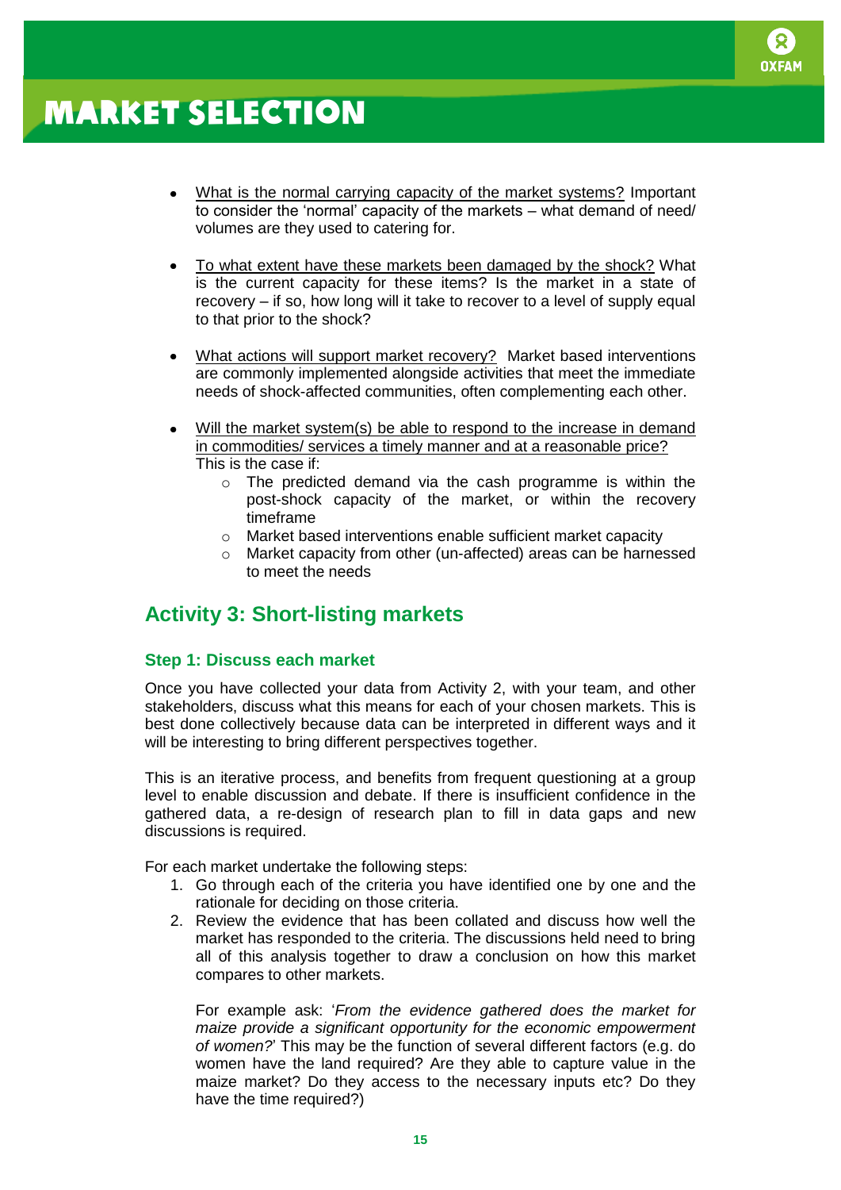- What is the normal carrying capacity of the market systems? Important to consider the 'normal' capacity of the markets – what demand of need/ volumes are they used to catering for.

- To what extent have these markets been damaged by the shock? What is the current capacity for these items? Is the market in a state of recovery – if so, how long will it take to recover to a level of supply equal to that prior to the shock?

- What actions will support market recovery? Market based interventions are commonly implemented alongside activities that meet the immediate needs of shock-affected communities, often complementing each other.

- Will the market system(s) be able to respond to the increase in demand in commodities/ services a timely manner and at a reasonable price? This is the case if:
  - The predicted demand via the cash programme is within the post-shock capacity of the market, or within the recovery timeframe
  - Market based interventions enable sufficient market capacity
  - Market capacity from other (un-affected) areas can be harnessed to meet the needs

## Activity 3: Short-listing markets

### Step 1: Discuss each market

Once you have collected your data from Activity 2, with your team, and other stakeholders, discuss what this means for each of your chosen markets. This is best done collectively because data can be interpreted in different ways and it will be interesting to bring different perspectives together.

This is an iterative process, and benefits from frequent questioning at a group level to enable discussion and debate. If there is insufficient confidence in the gathered data, a re-design of research plan to fill in data gaps and new discussions is required.

For each market undertake the following steps:

1. Go through each of the criteria you have identified one by one and the rationale for deciding on those criteria.
2. Review the evidence that has been collated and discuss how well the market has responded to the criteria. The discussions held need to bring all of this analysis together to draw a conclusion on how this market compares to other markets.

   For example ask: '*From the evidence gathered does the market for maize provide a significant opportunity for the economic empowerment of women?*' This may be the function of several different factors (e.g. do women have the land required? Are they able to capture value in the maize market? Do they access to the necessary inputs etc? Do they have the time required?)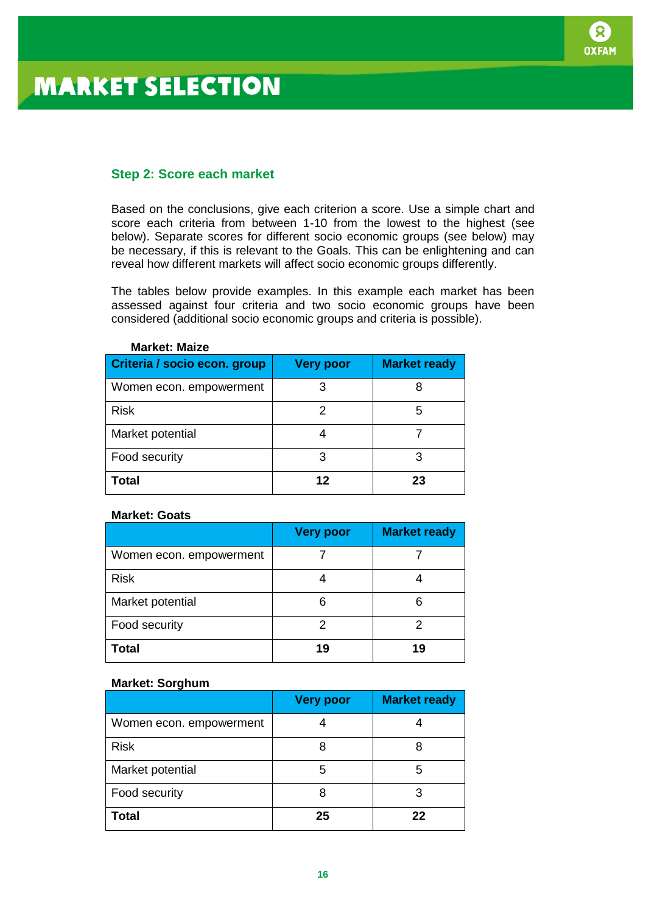# MARKET SELECTION

### Step 2: Score each market

Based on the conclusions, give each criterion a score. Use a simple chart and score each criteria from between 1-10 from the lowest to the highest (see below). Separate scores for different socio economic groups (see below) may be necessary, if this is relevant to the Goals. This can be enlightening and can reveal how different markets will affect socio economic groups differently.

The tables below provide examples. In this example each market has been assessed against four criteria and two socio economic groups have been considered (additional socio economic groups and criteria is possible).

**Market: Maize**

| Criteria / socio econ. group | Very poor | Market ready |
|---|---|---|
| Women econ. empowerment | 3 | 8 |
| Risk | 2 | 5 |
| Market potential | 4 | 7 |
| Food security | 3 | 3 |
| **Total** | **12** | **23** |

**Market: Goats**

| | Very poor | Market ready |
|---|---|---|
| Women econ. empowerment | 7 | 7 |
| Risk | 4 | 4 |
| Market potential | 6 | 6 |
| Food security | 2 | 2 |
| **Total** | **19** | **19** |

**Market: Sorghum**

| | Very poor | Market ready |
|---|---|---|
| Women econ. empowerment | 4 | 4 |
| Risk | 8 | 8 |
| Market potential | 5 | 5 |
| Food security | 8 | 3 |
| **Total** | **25** | **22** |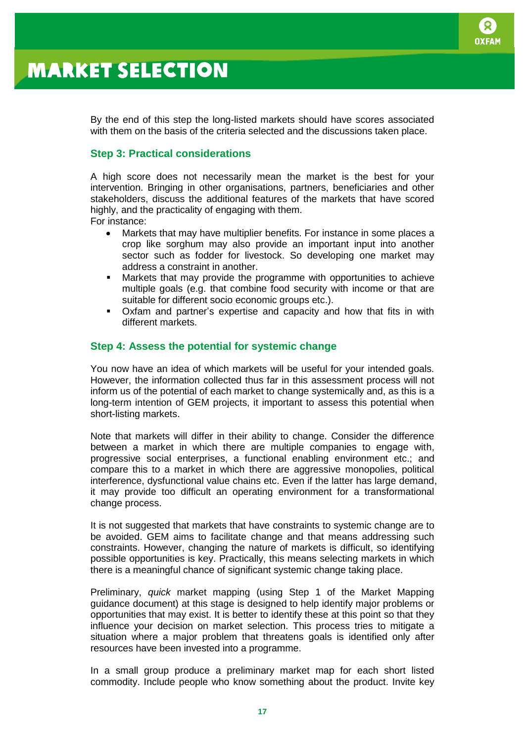By the end of this step the long-listed markets should have scores associated with them on the basis of the criteria selected and the discussions taken place.

### Step 3: Practical considerations

A high score does not necessarily mean the market is the best for your intervention. Bringing in other organisations, partners, beneficiaries and other stakeholders, discuss the additional features of the markets that have scored highly, and the practicality of engaging with them.
For instance:

- Markets that may have multiplier benefits. For instance in some places a crop like sorghum may also provide an important input into another sector such as fodder for livestock. So developing one market may address a constraint in another.
- Markets that may provide the programme with opportunities to achieve multiple goals (e.g. that combine food security with income or that are suitable for different socio economic groups etc.).
- Oxfam and partner's expertise and capacity and how that fits in with different markets.

### Step 4: Assess the potential for systemic change

You now have an idea of which markets will be useful for your intended goals. However, the information collected thus far in this assessment process will not inform us of the potential of each market to change systemically and, as this is a long-term intention of GEM projects, it important to assess this potential when short-listing markets.

Note that markets will differ in their ability to change. Consider the difference between a market in which there are multiple companies to engage with, progressive social enterprises, a functional enabling environment etc.; and compare this to a market in which there are aggressive monopolies, political interference, dysfunctional value chains etc. Even if the latter has large demand, it may provide too difficult an operating environment for a transformational change process.

It is not suggested that markets that have constraints to systemic change are to be avoided. GEM aims to facilitate change and that means addressing such constraints. However, changing the nature of markets is difficult, so identifying possible opportunities is key. Practically, this means selecting markets in which there is a meaningful chance of significant systemic change taking place.

Preliminary, *quick* market mapping (using Step 1 of the Market Mapping guidance document) at this stage is designed to help identify major problems or opportunities that may exist. It is better to identify these at this point so that they influence your decision on market selection. This process tries to mitigate a situation where a major problem that threatens goals is identified only after resources have been invested into a programme.

In a small group produce a preliminary market map for each short listed commodity. Include people who know something about the product. Invite key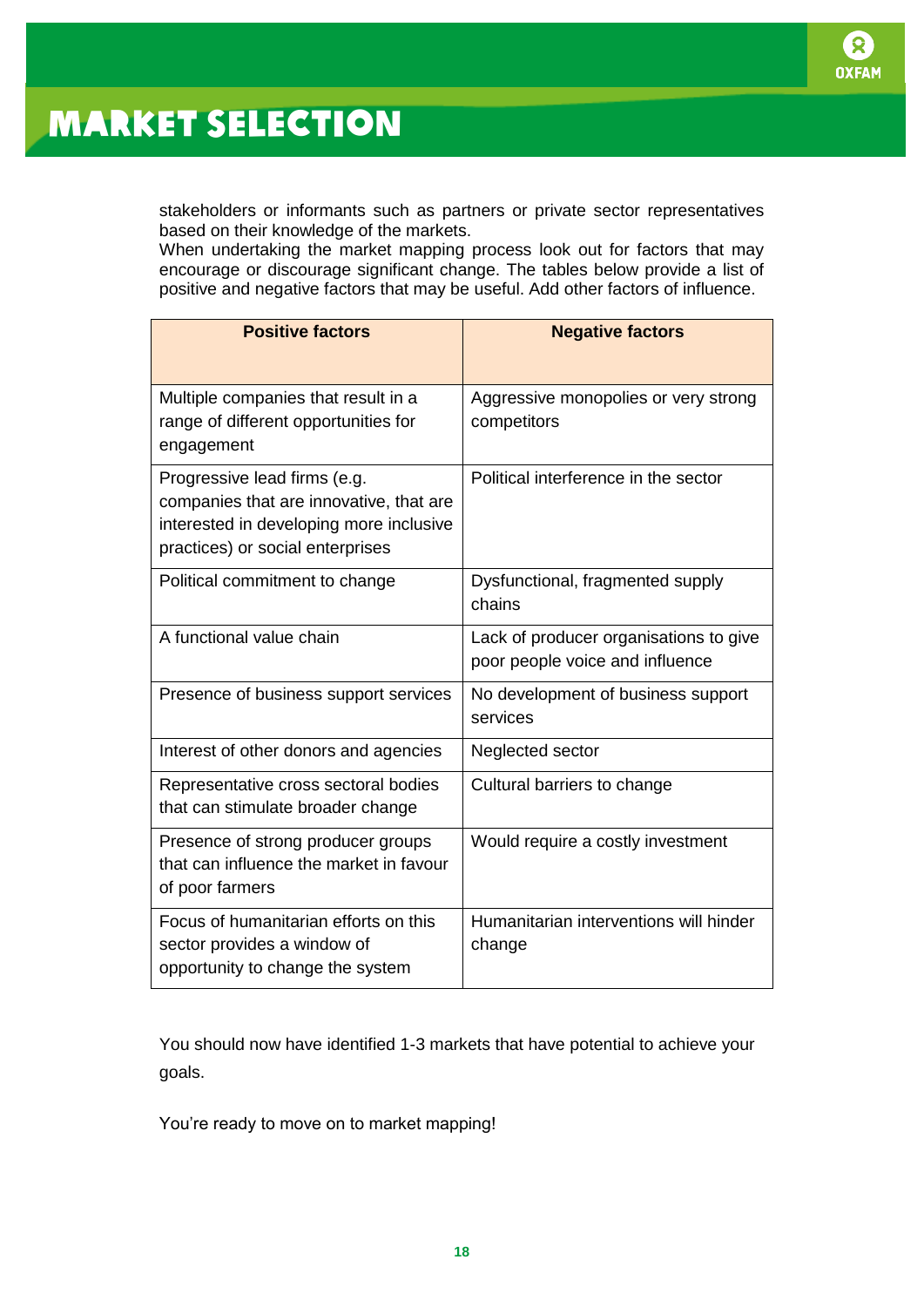# MARKET SELECTION

stakeholders or informants such as partners or private sector representatives based on their knowledge of the markets.
When undertaking the market mapping process look out for factors that may encourage or discourage significant change. The tables below provide a list of positive and negative factors that may be useful. Add other factors of influence.

| Positive factors | Negative factors |
|---|---|
| Multiple companies that result in a range of different opportunities for engagement | Aggressive monopolies or very strong competitors |
| Progressive lead firms (e.g. companies that are innovative, that are interested in developing more inclusive practices) or social enterprises | Political interference in the sector |
| Political commitment to change | Dysfunctional, fragmented supply chains |
| A functional value chain | Lack of producer organisations to give poor people voice and influence |
| Presence of business support services | No development of business support services |
| Interest of other donors and agencies | Neglected sector |
| Representative cross sectoral bodies that can stimulate broader change | Cultural barriers to change |
| Presence of strong producer groups that can influence the market in favour of poor farmers | Would require a costly investment |
| Focus of humanitarian efforts on this sector provides a window of opportunity to change the system | Humanitarian interventions will hinder change |

You should now have identified 1-3 markets that have potential to achieve your goals.

You're ready to move on to market mapping!